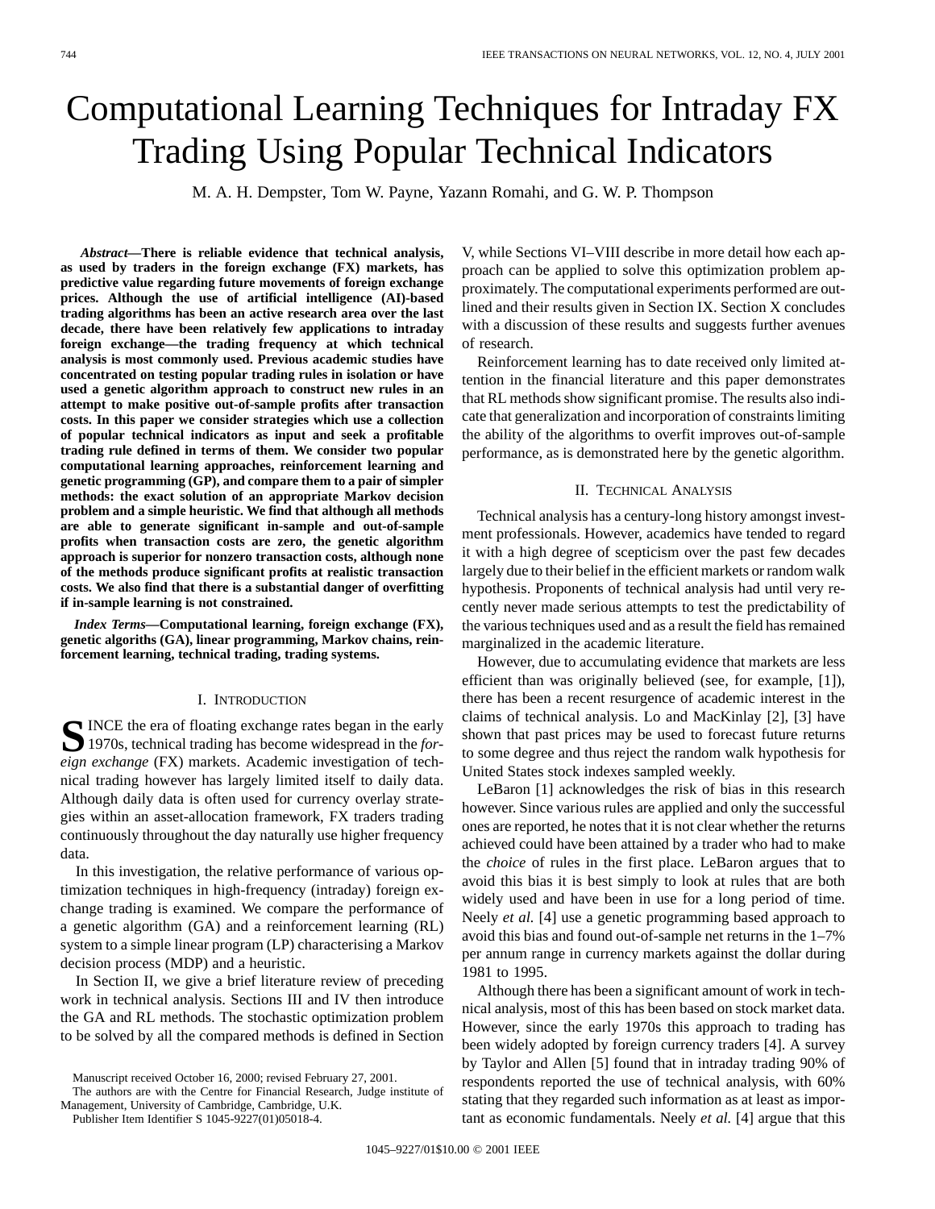# Computational Learning Techniques for Intraday FX Trading Using Popular Technical Indicators

M. A. H. Dempster, Tom W. Payne, Yazann Romahi, and G. W. P. Thompson

***Abstract*—There is reliable evidence that technical analysis, as used by traders in the foreign exchange (FX) markets, has predictive value regarding future movements of foreign exchange prices. Although the use of artificial intelligence (AI)-based trading algorithms has been an active research area over the last decade, there have been relatively few applications to intraday foreign exchange—the trading frequency at which technical analysis is most commonly used. Previous academic studies have concentrated on testing popular trading rules in isolation or have used a genetic algorithm approach to construct new rules in an attempt to make positive out-of-sample profits after transaction costs. In this paper we consider strategies which use a collection of popular technical indicators as input and seek a profitable trading rule defined in terms of them. We consider two popular computational learning approaches, reinforcement learning and genetic programming (GP), and compare them to a pair of simpler methods: the exact solution of an appropriate Markov decision problem and a simple heuristic. We find that although all methods are able to generate significant in-sample and out-of-sample profits when transaction costs are zero, the genetic algorithm approach is superior for nonzero transaction costs, although none of the methods produce significant profits at realistic transaction costs. We also find that there is a substantial danger of overfitting if in-sample learning is not constrained.**

***Index Terms*—Computational learning, foreign exchange (FX), genetic algorits (GA), linear programming, Markov chains, reinforcement learning, technical trading, trading systems.**

## I. Introduction

Since the era of floating exchange rates began in the early 1970s, technical trading has become widespread in the *foreign exchange* (FX) markets. Academic investigation of technical trading however has largely limited itself to daily data. Although daily data is often used for currency overlay strategies within an asset-allocation framework, FX traders trading continuously throughout the day naturally use higher frequency data.

In this investigation, the relative performance of various optimization techniques in high-frequency (intraday) foreign exchange trading is examined. We compare the performance of a genetic algorithm (GA) and a reinforcement learning (RL) system to a simple linear program (LP) characterising a Markov decision process (MDP) and a heuristic.

In Section II, we give a brief literature review of preceding work in technical analysis. Sections III and IV then introduce the GA and RL methods. The stochastic optimization problem to be solved by all the compared methods is defined in Section V, while Sections VI–VIII describe in more detail how each approach can be applied to solve this optimization problem approximately. The computational experiments performed are outlined and their results given in Section IX. Section X concludes with a discussion of these results and suggests further avenues of research.

Reinforcement learning has to date received only limited attention in the financial literature and this paper demonstrates that RL methods show significant promise. The results also indicate that generalization and incorporation of constraints limiting the ability of the algorithms to overfit improves out-of-sample performance, as is demonstrated here by the genetic algorithm.

Manuscript received October 16, 2000; revised February 27, 2001.

The authors are with the Centre for Financial Research, Judge institute of Management, University of Cambridge, Cambridge, U.K.

Publisher Item Identifier S 1045-9227(01)05018-4.

## II. Technical Analysis

Technical analysis has a century-long history amongst investment professionals. However, academics have tended to regard it with a high degree of scepticism over the past few decades largely due to their belief in the efficient markets or random walk hypothesis. Proponents of technical analysis had until very recently never made serious attempts to test the predictability of the various techniques used and as a result the field has remained marginalized in the academic literature.

However, due to accumulating evidence that markets are less efficient than was originally believed (see, for example, [1]), there has been a recent resurgence of academic interest in the claims of technical analysis. Lo and MacKinlay [2], [3] have shown that past prices may be used to forecast future returns to some degree and thus reject the random walk hypothesis for United States stock indexes sampled weekly.

LeBaron [1] acknowledges the risk of bias in this research however. Since various rules are applied and only the successful ones are reported, he notes that it is not clear whether the returns achieved could have been attained by a trader who had to make the *choice* of rules in the first place. LeBaron argues that to avoid this bias it is best simply to look at rules that are both widely used and have been in use for a long period of time. Neely *et al.* [4] use a genetic programming based approach to avoid this bias and found out-of-sample net returns in the 1–7% per annum range in currency markets against the dollar during 1981 to 1995.

Although there has been a significant amount of work in technical analysis, most of this has been based on stock market data. However, since the early 1970s this approach to trading has been widely adopted by foreign currency traders [4]. A survey by Taylor and Allen [5] found that in intraday trading 90% of respondents reported the use of technical analysis, with 60% stating that they regarded such information as at least as important as economic fundamentals. Neely *et al.* [4] argue that this

1045–9227/01$10.00 © 2001 IEEE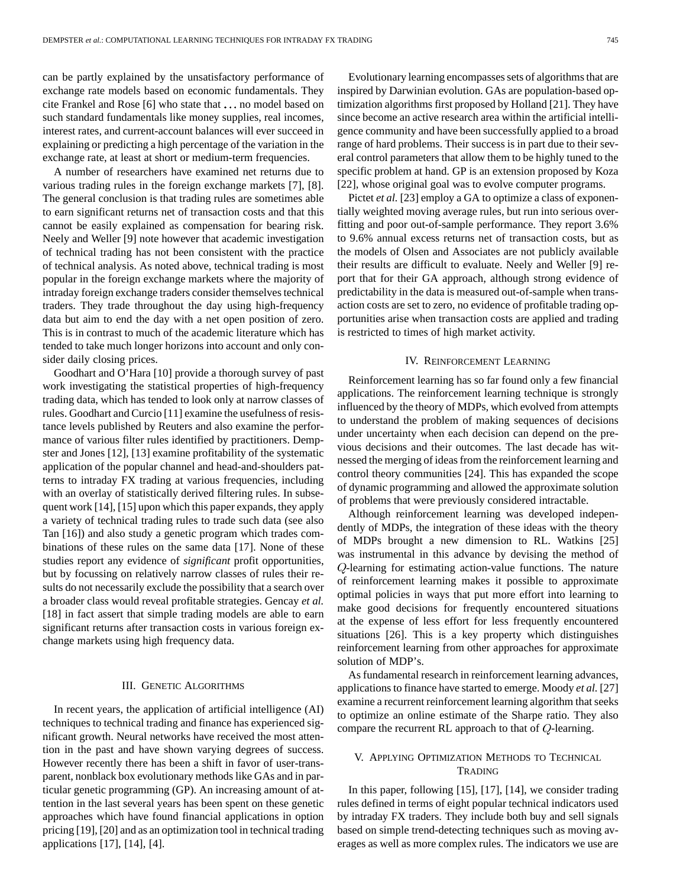can be partly explained by the unsatisfactory performance of exchange rate models based on economic fundamentals. They cite Frankel and Rose [6] who state that ... no model based on such standard fundamentals like money supplies, real incomes, interest rates, and current-account balances will ever succeed in explaining or predicting a high percentage of the variation in the exchange rate, at least at short or medium-term frequencies.

A number of researchers have examined net returns due to various trading rules in the foreign exchange markets [7], [8]. The general conclusion is that trading rules are sometimes able to earn significant returns net of transaction costs and that this cannot be easily explained as compensation for bearing risk. Neely and Weller [9] note however that academic investigation of technical trading has not been consistent with the practice of technical analysis. As noted above, technical trading is most popular in the foreign exchange markets where the majority of intraday foreign exchange traders consider themselves technical traders. They trade throughout the day using high-frequency data but aim to end the day with a net open position of zero. This is in contrast to much of the academic literature which has tended to take much longer horizons into account and only consider daily closing prices.

Goodhart and O'Hara [10] provide a thorough survey of past work investigating the statistical properties of high-frequency trading data, which has tended to look only at narrow classes of rules. Goodhart and Curcio [11] examine the usefulness of resistance levels published by Reuters and also examine the performance of various filter rules identified by practitioners. Dempster and Jones [12], [13] examine profitability of the systematic application of the popular channel and head-and-shoulders patterns to intraday FX trading at various frequencies, including with an overlay of statistically derived filtering rules. In subsequent work [14], [15] upon which this paper expands, they apply a variety of technical trading rules to trade such data (see also Tan [16]) and also study a genetic program which trades combinations of these rules on the same data [17]. None of these studies report any evidence of *significant* profit opportunities, but by focussing on relatively narrow classes of rules their results do not necessarily exclude the possibility that a search over a broader class would reveal profitable strategies. Gencay *et al.* [18] in fact assert that simple trading models are able to earn significant returns after transaction costs in various foreign exchange markets using high frequency data.

## III. Genetic Algorithms

In recent years, the application of artificial intelligence (AI) techniques to technical trading and finance has experienced significant growth. Neural networks have received the most attention in the past and have shown varying degrees of success. However recently there has been a shift in favor of user-transparent, nonblack box evolutionary methods like GAs and in particular genetic programming (GP). An increasing amount of attention in the last several years has been spent on these genetic approaches which have found financial applications in option pricing [19], [20] and as an optimization tool in technical trading applications [17], [14], [4].

Evolutionary learning encompasses sets of algorithms that are inspired by Darwinian evolution. GAs are population-based optimization algorithms first proposed by Holland [21]. They have since become an active research area within the artificial intelligence community and have been successfully applied to a broad range of hard problems. Their success is in part due to their several control parameters that allow them to be highly tuned to the specific problem at hand. GP is an extension proposed by Koza [22], whose original goal was to evolve computer programs.

Pictet *et al.* [23] employ a GA to optimize a class of exponentially weighted moving average rules, but run into serious overfitting and poor out-of-sample performance. They report 3.6% to 9.6% annual excess returns net of transaction costs, but as the models of Olsen and Associates are not publicly available their results are difficult to evaluate. Neely and Weller [9] report that for their GA approach, although strong evidence of predictability in the data is measured out-of-sample when transaction costs are set to zero, no evidence of profitable trading opportunities arise when transaction costs are applied and trading is restricted to times of high market activity.

## IV. Reinforcement Learning

Reinforcement learning has so far found only a few financial applications. The reinforcement learning technique is strongly influenced by the theory of MDPs, which evolved from attempts to understand the problem of making sequences of decisions under uncertainty when each decision can depend on the previous decisions and their outcomes. The last decade has witnessed the merging of ideas from the reinforcement learning and control theory communities [24]. This has expanded the scope of dynamic programming and allowed the approximate solution of problems that were previously considered intractable.

Although reinforcement learning was developed independently of MDPs, the integration of these ideas with the theory of MDPs brought a new dimension to RL. Watkins [25] was instrumental in this advance by devising the method of $Q$-learning for estimating action-value functions. The nature of reinforcement learning makes it possible to approximate optimal policies in ways that put more effort into learning to make good decisions for frequently encountered situations at the expense of less effort for less frequently encountered situations [26]. This is a key property which distinguishes reinforcement learning from other approaches for approximate solution of MDP's.

As fundamental research in reinforcement learning advances, applications to finance have started to emerge. Moody *et al.* [27] examine a recurrent reinforcement learning algorithm that seeks to optimize an online estimate of the Sharpe ratio. They also compare the recurrent RL approach to that of $Q$-learning.

## V. Applying Optimization Methods to Technical Trading

In this paper, following [15], [17], [14], we consider trading rules defined in terms of eight popular technical indicators used by intraday FX traders. They include both buy and sell signals based on simple trend-detecting techniques such as moving averages as well as more complex rules. The indicators we use are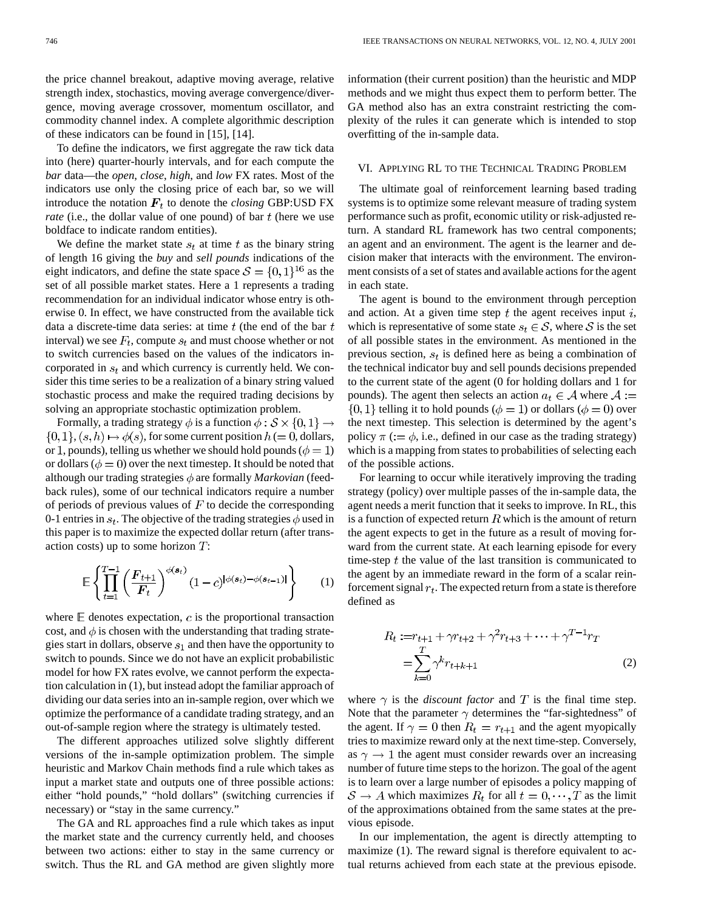the price channel breakout, adaptive moving average, relative strength index, stochastics, moving average convergence/divergence, moving average crossover, momentum oscillator, and commodity channel index. A complete algorithmic description of these indicators can be found in [15], [14].

To define the indicators, we first aggregate the raw tick data into (here) quarter-hourly intervals, and for each compute the *bar* data—the *open*, *close*, *high*, and *low* FX rates. Most of the indicators use only the closing price of each bar, so we will introduce the notation $\boldsymbol{F}_t$ to denote the *closing* GBP:USD FX *rate* (i.e., the dollar value of one pound) of bar $t$ (here we use boldface to indicate random entities).

We define the market state $s_t$ at time $t$ as the binary string of length 16 giving the *buy* and *sell pounds* indications of the eight indicators, and define the state space $\mathcal{S} = \{0, 1\}^{16}$ as the set of all possible market states. Here a 1 represents a trading recommendation for an individual indicator whose entry is otherwise 0. In effect, we have constructed from the available tick data a discrete-time data series: at time $t$ (the end of the bar $t$ interval) we see $F_t$, compute $s_t$ and must choose whether or not to switch currencies based on the values of the indicators incorporated in $s_t$ and which currency is currently held. We consider this time series to be a realization of a binary string valued stochastic process and make the required trading decisions by solving an appropriate stochastic optimization problem.

Formally, a trading strategy $\phi$ is a function $\phi : \mathcal{S} \times \{0, 1\} \rightarrow \{0, 1\}, (s, h) \mapsto \phi(s)$, for some current position $h$ (= 0, dollars, or 1, pounds), telling us whether we should hold pounds ($\phi = 1$) or dollars ($\phi = 0$) over the next timestep. It should be noted that although our trading strategies $\phi$ are formally *Markovian* (feedback rules), some of our technical indicators require a number of periods of previous values of $F$ to decide the corresponding 0-1 entries in $s_t$. The objective of the trading strategies $\phi$ used in this paper is to maximize the expected dollar return (after transaction costs) up to some horizon $T$:

$$\mathbb{E}\left\{\prod_{t=1}^{T-1}\left(\frac{\boldsymbol{F}_{t+1}}{\boldsymbol{F}_t}\right)^{\phi(\boldsymbol{s}_t)}(1-c)^{|\phi(\boldsymbol{s}_t)-\phi(\boldsymbol{s}_{t-1})|}\right\} \qquad (1)$$

where $\mathbb{E}$ denotes expectation, $c$ is the proportional transaction cost, and $\phi$ is chosen with the understanding that trading strategies start in dollars, observe $s_1$ and then have the opportunity to switch to pounds. Since we do not have an explicit probabilistic model for how FX rates evolve, we cannot perform the expectation calculation in (1), but instead adopt the familiar approach of dividing our data series into an in-sample region, over which we optimize the performance of a candidate trading strategy, and an out-of-sample region where the strategy is ultimately tested.

The different approaches utilized solve slightly different versions of the in-sample optimization problem. The simple heuristic and Markov Chain methods find a rule which takes as input a market state and outputs one of three possible actions: either "hold pounds," "hold dollars" (switching currencies if necessary) or "stay in the same currency."

The GA and RL approaches find a rule which takes as input the market state and the currency currently held, and chooses between two actions: either to stay in the same currency or switch. Thus the RL and GA method are given slightly more information (their current position) than the heuristic and MDP methods and we might thus expect them to perform better. The GA method also has an extra constraint restricting the complexity of the rules it can generate which is intended to stop overfitting of the in-sample data.

## VI. Applying RL to the Technical Trading Problem

The ultimate goal of reinforcement learning based trading systems is to optimize some relevant measure of trading system performance such as profit, economic utility or risk-adjusted return. A standard RL framework has two central components; an agent and an environment. The agent is the learner and decision maker that interacts with the environment. The environment consists of a set of states and available actions for the agent in each state.

The agent is bound to the environment through perception and action. At a given time step $t$ the agent receives input $i$, which is representative of some state $s_t \in \mathcal{S}$, where $\mathcal{S}$ is the set of all possible states in the environment. As mentioned in the previous section, $s_t$ is defined here as being a combination of the technical indicator buy and sell pounds decisions prepended to the current state of the agent (0 for holding dollars and 1 for pounds). The agent then selects an action $a_t \in \mathcal{A}$ where $\mathcal{A} := \{0, 1\}$ telling it to hold pounds ($\phi = 1$) or dollars ($\phi = 0$) over the next timestep. This selection is determined by the agent's policy $\pi$ ($:= \phi$, i.e., defined in our case as the trading strategy) which is a mapping from states to probabilities of selecting each of the possible actions.

For learning to occur while iteratively improving the trading strategy (policy) over multiple passes of the in-sample data, the agent needs a merit function that it seeks to improve. In RL, this is a function of expected return $R$ which is the amount of return the agent expects to get in the future as a result of moving forward from the current state. At each learning episode for every time-step $t$ the value of the last transition is communicated to the agent by an immediate reward in the form of a scalar reinforcement signal $r_t$. The expected return from a state is therefore defined as

$$\begin{aligned} R_t &:= r_{t+1} + \gamma r_{t+2} + \gamma^2 r_{t+3} + \cdots + \gamma^{T-1} r_T \\ &= \sum_{k=0}^{T} \gamma^k r_{t+k+1} \end{aligned} \qquad (2)$$

where $\gamma$ is the *discount factor* and $T$ is the final time step. Note that the parameter $\gamma$ determines the "far-sightedness" of the agent. If $\gamma = 0$ then $R_t = r_{t+1}$ and the agent myopically tries to maximize reward only at the next time-step. Conversely, as $\gamma \rightarrow 1$ the agent must consider rewards over an increasing number of future time steps to the horizon. The goal of the agent is to learn over a large number of episodes a policy mapping of $\mathcal{S} \rightarrow A$ which maximizes $R_t$ for all $t = 0, \cdots, T$ as the limit of the approximations obtained from the same states at the previous episode.

In our implementation, the agent is directly attempting to maximize (1). The reward signal is therefore equivalent to actual returns achieved from each state at the previous episode.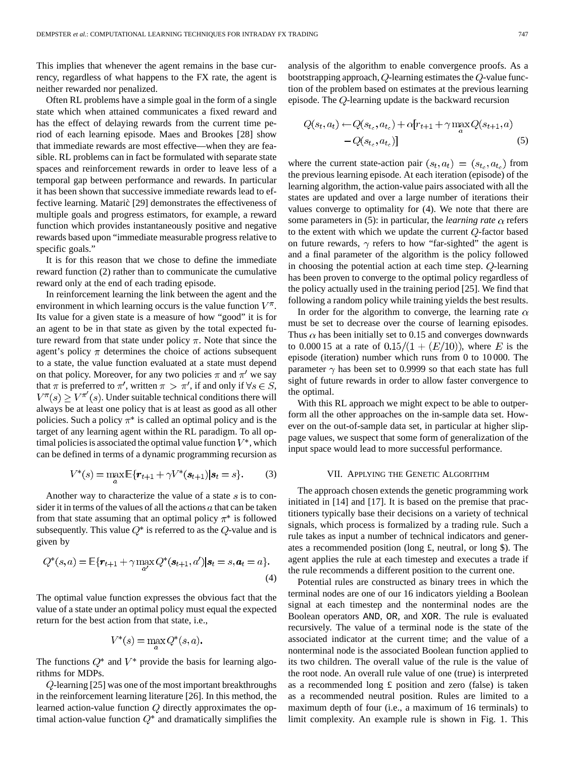This implies that whenever the agent remains in the base currency, regardless of what happens to the FX rate, the agent is neither rewarded nor penalized.

Often RL problems have a simple goal in the form of a single state which when attained communicates a fixed reward and has the effect of delaying rewards from the current time period of each learning episode. Maes and Brookes [28] show that immediate rewards are most effective—when they are feasible. RL problems can in fact be formulated with separate state spaces and reinforcement rewards in order to leave less of a temporal gap between performance and rewards. In particular it has been shown that successive immediate rewards lead to effective learning. Matarič [29] demonstrates the effectiveness of multiple goals and progress estimators, for example, a reward function which provides instantaneously positive and negative rewards based upon "immediate measurable progress relative to specific goals."

It is for this reason that we chose to define the immediate reward function (2) rather than to communicate the cumulative reward only at the end of each trading episode.

In reinforcement learning the link between the agent and the environment in which learning occurs is the value function $V^{\pi}$. Its value for a given state is a measure of how "good" it is for an agent to be in that state as given by the total expected future reward from that state under policy $\pi$. Note that since the agent's policy $\pi$ determines the choice of actions subsequent to a state, the value function evaluated at a state must depend on that policy. Moreover, for any two policies $\pi$ and $\pi'$ we say that $\pi$ is preferred to $\pi'$, written $\pi > \pi'$, if and only if $\forall s \in S$, $V^{\pi}(s) \geq V^{\pi'}(s)$. Under suitable technical conditions there will always be at least one policy that is at least as good as all other policies. Such a policy $\pi^*$ is called an optimal policy and is the target of any learning agent within the RL paradigm. To all optimal policies is associated the optimal value function $V^*$, which can be defined in terms of a dynamic programming recursion as

$$V^*(s) = \max_a \mathbb{E}\{\boldsymbol{r}_{t+1} + \gamma V^*(\boldsymbol{s}_{t+1}) | \boldsymbol{s}_t = s\}. \tag{3}$$

Another way to characterize the value of a state $s$ is to consider it in terms of the values of all the actions $a$ that can be taken from that state assuming that an optimal policy $\pi^*$ is followed subsequently. This value $Q^*$ is referred to as the $Q$-value and is given by

$$Q^*(s,a) = \mathbb{E}\{\boldsymbol{r}_{t+1} + \gamma \max_{a'} Q^*(\boldsymbol{s}_{t+1}, a') | \boldsymbol{s}_t = s, \boldsymbol{a}_t = a\}. \tag{4}$$

The optimal value function expresses the obvious fact that the value of a state under an optimal policy must equal the expected return for the best action from that state, i.e.,

$$V^*(s) = \max_a Q^*(s,a).$$

The functions $Q^*$ and $V^*$ provide the basis for learning algorithms for MDPs.

$Q$-learning [25] was one of the most important breakthroughs in the reinforcement learning literature [26]. In this method, the learned action-value function $Q$ directly approximates the optimal action-value function $Q^*$ and dramatically simplifies the analysis of the algorithm to enable convergence proofs. As a bootstrapping approach, $Q$-learning estimates the $Q$-value function of the problem based on estimates at the previous learning episode. The $Q$-learning update is the backward recursion

$$Q(s_t, a_t) \leftarrow Q(s_{t_c}, a_{t_c}) + \alpha[r_{t+1} + \gamma \max_a Q(s_{t+1}, a) - Q(s_{t_c}, a_{t_c})] \tag{5}$$

where the current state-action pair $(s_t, a_t) = (s_{t_c}, a_{t_c})$ from the previous learning episode. At each iteration (episode) of the learning algorithm, the action-value pairs associated with all the states are updated and over a large number of iterations their values converge to optimality for (4). We note that there are some parameters in (5): in particular, the *learning rate* $\alpha$ refers to the extent with which we update the current $Q$-factor based on future rewards, $\gamma$ refers to how "far-sighted" the agent is and a final parameter of the algorithm is the policy followed in choosing the potential action at each time step. $Q$-learning has been proven to converge to the optimal policy regardless of the policy actually used in the training period [25]. We find that following a random policy while training yields the best results.

In order for the algorithm to converge, the learning rate $\alpha$ must be set to decrease over the course of learning episodes. Thus $\alpha$ has been initially set to 0.15 and converges downwards to 0.000 15 at a rate of $0.15/(1 + (E/10))$, where $E$ is the episode (iteration) number which runs from 0 to 10 000. The parameter $\gamma$ has been set to 0.9999 so that each state has full sight of future rewards in order to allow faster convergence to the optimal.

With this RL approach we might expect to be able to outperform all the other approaches on the in-sample data set. However on the out-of-sample data set, in particular at higher slippage values, we suspect that some form of generalization of the input space would lead to more successful performance.

## VII. Applying the Genetic Algorithm

The approach chosen extends the genetic programming work initiated in [14] and [17]. It is based on the premise that practitioners typically base their decisions on a variety of technical signals, which process is formalized by a trading rule. Such a rule takes as input a number of technical indicators and generates a recommended position (long £, neutral, or long \$). The agent applies the rule at each timestep and executes a trade if the rule recommends a different position to the current one.

Potential rules are constructed as binary trees in which the terminal nodes are one of our 16 indicators yielding a Boolean signal at each timestep and the nonterminal nodes are the Boolean operators `AND`, `OR`, and `XOR`. The rule is evaluated recursively. The value of a terminal node is the state of the associated indicator at the current time; and the value of a nonterminal node is the associated Boolean function applied to its two children. The overall value of the rule is the value of the root node. An overall rule value of one (true) is interpreted as a recommended long £ position and zero (false) is taken as a recommended neutral position. Rules are limited to a maximum depth of four (i.e., a maximum of 16 terminals) to limit complexity. An example rule is shown in Fig. 1. This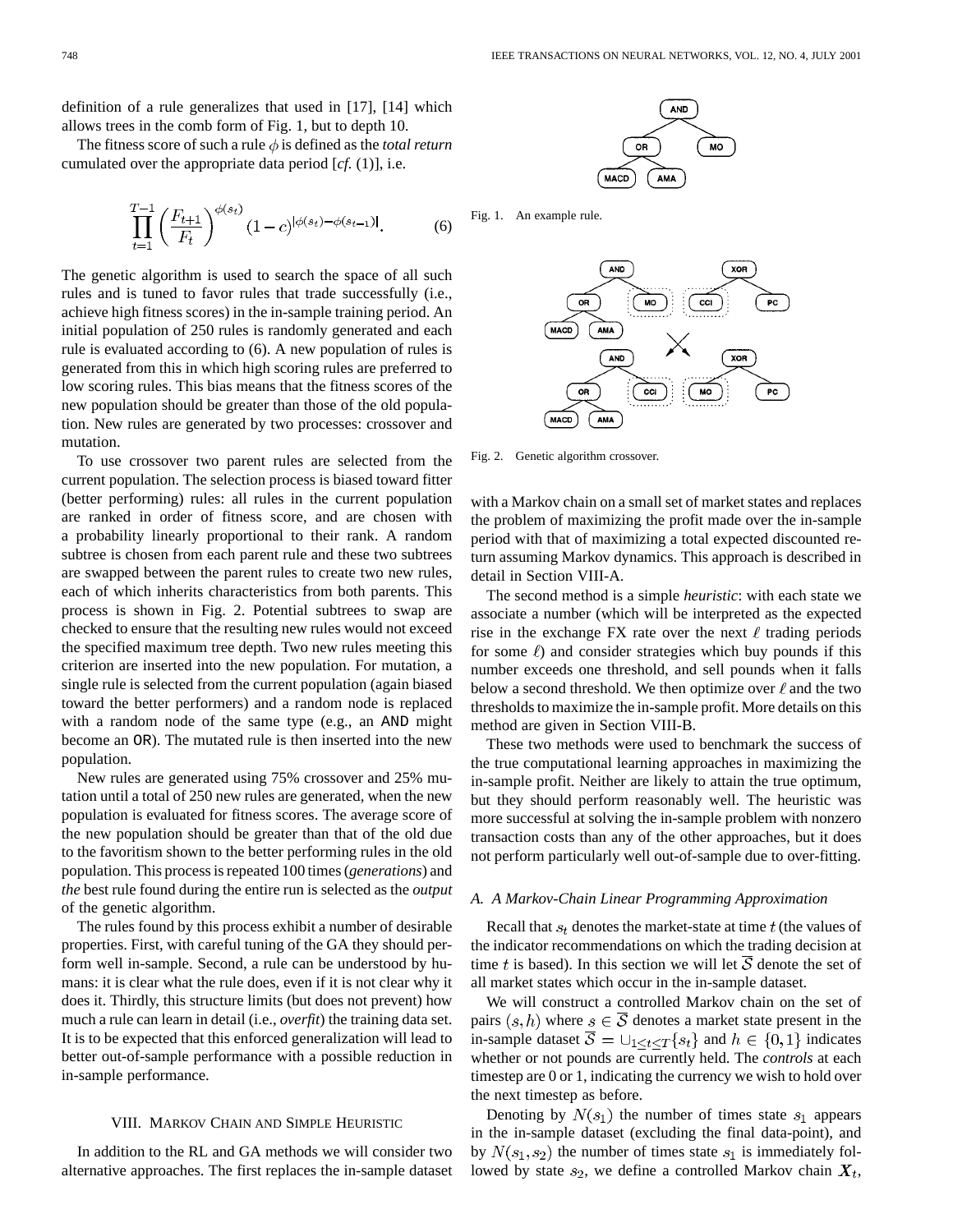definition of a rule generalizes that used in [17], [14] which allows trees in the comb form of Fig. 1, but to depth 10.

The fitness score of such a rule $\phi$ is defined as the *total return* cumulated over the appropriate data period [*cf.* (1)], i.e.

$$\prod_{t=1}^{T-1} \left(\frac{F_{t+1}}{F_t}\right)^{\phi(s_t)} (1-c)^{|\phi(s_t)-\phi(s_{t-1})|}. \qquad (6)$$

The genetic algorithm is used to search the space of all such rules and is tuned to favor rules that trade successfully (i.e., achieve high fitness scores) in the in-sample training period. An initial population of 250 rules is randomly generated and each rule is evaluated according to (6). A new population of rules is generated from this in which high scoring rules are preferred to low scoring rules. This bias means that the fitness scores of the new population should be greater than those of the old population. New rules are generated by two processes: crossover and mutation.

To use crossover two parent rules are selected from the current population. The selection process is biased toward fitter (better performing) rules: all rules in the current population are ranked in order of fitness score, and are chosen with a probability linearly proportional to their rank. A random subtree is chosen from each parent rule and these two subtrees are swapped between the parent rules to create two new rules, each of which inherits characteristics from both parents. This process is shown in Fig. 2. Potential subtrees to swap are checked to ensure that the resulting new rules would not exceed the specified maximum tree depth. Two new rules meeting this criterion are inserted into the new population. For mutation, a single rule is selected from the current population (again biased toward the better performers) and a random node is replaced with a random node of the same type (e.g., an AND might become an OR). The mutated rule is then inserted into the new population.

New rules are generated using 75% crossover and 25% mutation until a total of 250 new rules are generated, when the new population is evaluated for fitness scores. The average score of the new population should be greater than that of the old due to the favoritism shown to the better performing rules in the old population. This process is repeated 100 times (*generations*) and *the* best rule found during the entire run is selected as the *output* of the genetic algorithm.

The rules found by this process exhibit a number of desirable properties. First, with careful tuning of the GA they should perform well in-sample. Second, a rule can be understood by humans: it is clear what the rule does, even if it is not clear why it does it. Thirdly, this structure limits (but does not prevent) how much a rule can learn in detail (i.e., *overfit*) the training data set. It is to be expected that this enforced generalization will lead to better out-of-sample performance with a possible reduction in in-sample performance.

Fig. 1. An example rule.

Fig. 2. Genetic algorithm crossover.

## VIII. Markov Chain and Simple Heuristic

In addition to the RL and GA methods we will consider two alternative approaches. The first replaces the in-sample dataset with a Markov chain on a small set of market states and replaces the problem of maximizing the profit made over the in-sample period with that of maximizing a total expected discounted return assuming Markov dynamics. This approach is described in detail in Section VIII-A.

The second method is a simple *heuristic*: with each state we associate a number (which will be interpreted as the expected rise in the exchange FX rate over the next $\ell$ trading periods for some $\ell$) and consider strategies which buy pounds if this number exceeds one threshold, and sell pounds when it falls below a second threshold. We then optimize over $\ell$ and the two thresholds to maximize the in-sample profit. More details on this method are given in Section VIII-B.

These two methods were used to benchmark the success of the true computational learning approaches in maximizing the in-sample profit. Neither are likely to attain the true optimum, but they should perform reasonably well. The heuristic was more successful at solving the in-sample problem with nonzero transaction costs than any of the other approaches, but it does not perform particularly well out-of-sample due to over-fitting.

### A. A Markov-Chain Linear Programming Approximation

Recall that $s_t$ denotes the market-state at time $t$ (the values of the indicator recommendations on which the trading decision at time $t$ is based). In this section we will let $\overline{\mathcal{S}}$ denote the set of all market states which occur in the in-sample dataset.

We will construct a controlled Markov chain on the set of pairs $(s, h)$ where $s \in \overline{\mathcal{S}}$ denotes a market state present in the in-sample dataset $\overline{\mathcal{S}} = \cup_{1 \le t \le T}\{s_t\}$ and $h \in \{0, 1\}$ indicates whether or not pounds are currently held. The *controls* at each timestep are 0 or 1, indicating the currency we wish to hold over the next timestep as before.

Denoting by $N(s_1)$ the number of times state $s_1$ appears in the in-sample dataset (excluding the final data-point), and by $N(s_1, s_2)$ the number of times state $s_1$ is immediately followed by state $s_2$, we define a controlled Markov chain $\boldsymbol{X}_t$,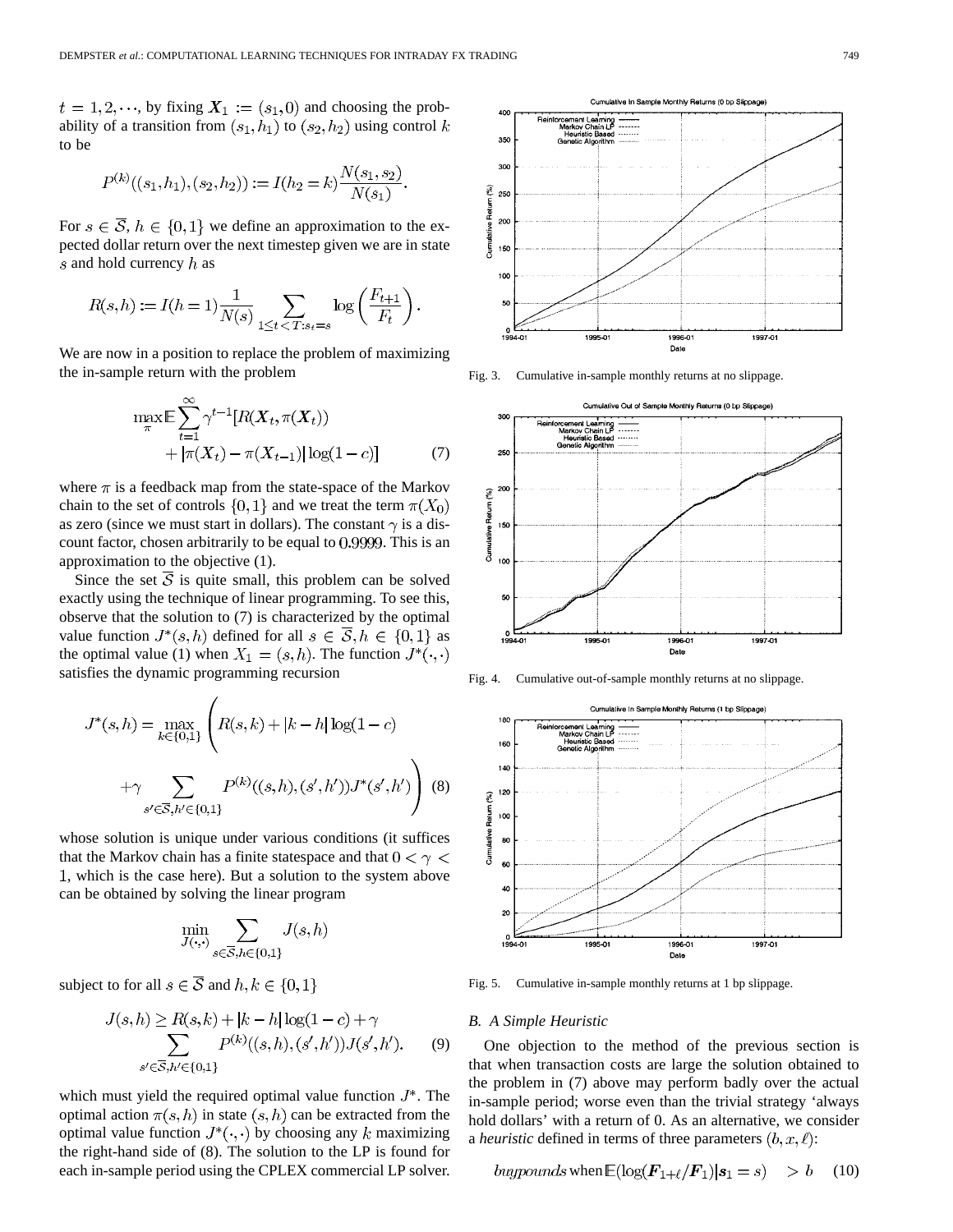$t = 1, 2, \cdots$, by fixing $X_1 := (s_1, 0)$ and choosing the probability of a transition from $(s_1, h_1)$ to $(s_2, h_2)$ using control $k$ to be

$$P^{(k)}((s_1,h_1),(s_2,h_2)) := I(h_2 = k)\frac{N(s_1,s_2)}{N(s_1)}.$$

For $s \in \overline{\mathcal{S}}$, $h \in \{0,1\}$ we define an approximation to the expected dollar return over the next timestep given we are in state $s$ and hold currency $h$ as

$$R(s,h) := I(h=1)\frac{1}{N(s)}\sum_{1 \le t < T: s_t = s} \log\left(\frac{F_{t+1}}{F_t}\right).$$

We are now in a position to replace the problem of maximizing the in-sample return with the problem

$$\max_{\pi} \mathbb{E}\sum_{t=1}^{\infty}\gamma^{t-1}[R(X_t,\pi(X_t)) + |\pi(X_t) - \pi(X_{t-1})|\log(1-c)] \tag{7}$$

where $\pi$ is a feedback map from the state-space of the Markov chain to the set of controls $\{0,1\}$ and we treat the term $\pi(X_0)$ as zero (since we must start in dollars). The constant $\gamma$ is a discount factor, chosen arbitrarily to be equal to $0.9999$. This is an approximation to the objective (1).

Since the set $\overline{\mathcal{S}}$ is quite small, this problem can be solved exactly using the technique of linear programming. To see this, observe that the solution to (7) is characterized by the optimal value function $J^*(s,h)$ defined for all $s \in \overline{\mathcal{S}}, h \in \{0,1\}$ as the optimal value (1) when $X_1 = (s,h)$. The function $J^*(\cdot,\cdot)$ satisfies the dynamic programming recursion

$$J^*(s,h) = \max_{k\in\{0,1\}}\left(R(s,k) + |k-h|\log(1-c) + \gamma\sum_{s'\in\overline{\mathcal{S}}, h'\in\{0,1\}} P^{(k)}((s,h),(s',h'))J^*(s',h')\right) \tag{8}$$

whose solution is unique under various conditions (it suffices that the Markov chain has a finite statespace and that $0 < \gamma < 1$, which is the case here). But a solution to the system above can be obtained by solving the linear program

$$\min_{J(\cdot,\cdot)} \sum_{s\in\overline{\mathcal{S}}, h\in\{0,1\}} J(s,h)$$

subject to for all $s \in \overline{\mathcal{S}}$ and $h, k \in \{0,1\}$

$$J(s,h) \ge R(s,k) + |k-h|\log(1-c) + \gamma \sum_{s'\in\overline{\mathcal{S}}, h'\in\{0,1\}} P^{(k)}((s,h),(s',h'))J(s',h'). \tag{9}$$

which must yield the required optimal value function $J^*$. The optimal action $\pi(s,h)$ in state $(s,h)$ can be extracted from the optimal value function $J^*(\cdot,\cdot)$ by choosing any $k$ maximizing the right-hand side of (8). The solution to the LP is found for each in-sample period using the CPLEX commercial LP solver.

Fig. 3. Cumulative in-sample monthly returns at no slippage.

Fig. 4. Cumulative out-of-sample monthly returns at no slippage.

Fig. 5. Cumulative in-sample monthly returns at 1 bp slippage.

### B. A Simple Heuristic

One objection to the method of the previous section is that when transaction costs are large the solution obtained to the problem in (7) above may perform badly over the actual in-sample period; worse even than the trivial strategy 'always hold dollars' with a return of 0. As an alternative, we consider a *heuristic* defined in terms of three parameters $(b, x, \ell)$:

$$\textit{buy pounds} \text{ when } \mathbb{E}(\log(F_{1+\ell}/F_1)|s_1 = s) \quad > b \tag{10}$$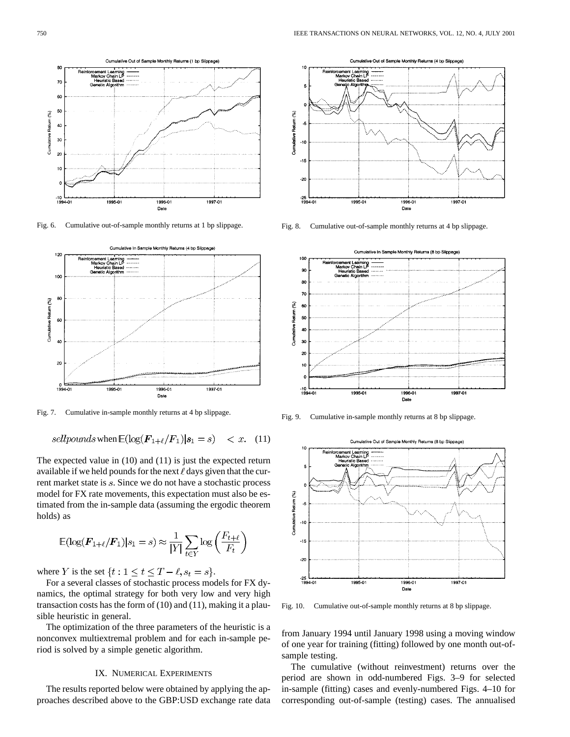Fig. 6. Cumulative out-of-sample monthly returns at 1 bp slippage.

Fig. 7. Cumulative in-sample monthly returns at 4 bp slippage.

Fig. 8. Cumulative out-of-sample monthly returns at 4 bp slippage.

Fig. 9. Cumulative in-sample monthly returns at 8 bp slippage.

Fig. 10. Cumulative out-of-sample monthly returns at 8 bp slippage.

$$sellpounds \text{ when } \mathbb{E}(\log(\boldsymbol{F}_{1+\ell}/\boldsymbol{F}_1)|\boldsymbol{s}_1 = s) \quad < x. \quad (11)$$

The expected value in (10) and (11) is just the expected return available if we held pounds for the next $\ell$ days given that the current market state is $s$. Since we do not have a stochastic process model for FX rate movements, this expectation must also be estimated from the in-sample data (assuming the ergodic theorem holds) as

$$\mathbb{E}(\log(\boldsymbol{F}_{1+\ell}/\boldsymbol{F}_1)|s_1 = s) \approx \frac{1}{|Y|}\sum_{t \in Y} \log\left(\frac{F_{t+\ell}}{F_t}\right)$$

where $Y$ is the set $\{t : 1 \leq t \leq T - \ell, s_t = s\}$.

For a several classes of stochastic process models for FX dynamics, the optimal strategy for both very low and very high transaction costs has the form of (10) and (11), making it a plausible heuristic in general.

The optimization of the three parameters of the heuristic is a nonconvex multiextremal problem and for each in-sample period is solved by a simple genetic algorithm.

## IX. Numerical Experiments

The results reported below were obtained by applying the approaches described above to the GBP:USD exchange rate data from January 1994 until January 1998 using a moving window of one year for training (fitting) followed by one month out-of-sample testing.

The cumulative (without reinvestment) returns over the period are shown in odd-numbered Figs. 3–9 for selected in-sample (fitting) cases and evenly-numbered Figs. 4–10 for corresponding out-of-sample (testing) cases. The annualised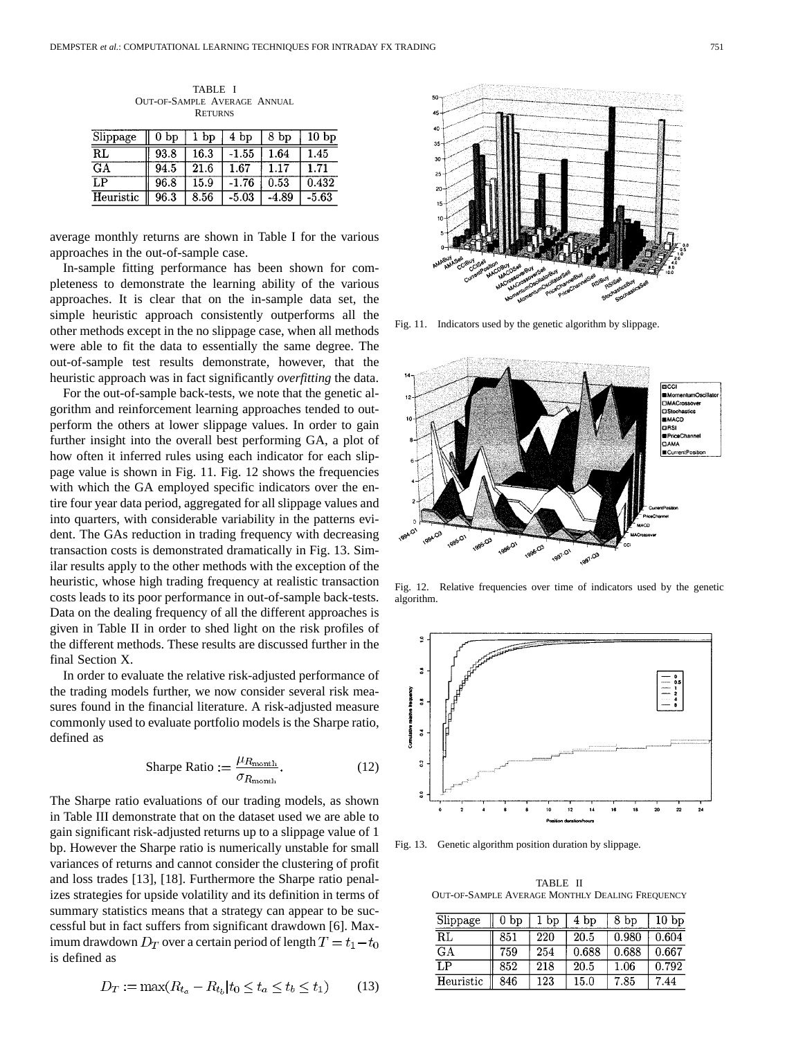TABLE I
OUT-OF-SAMPLE AVERAGE ANNUAL RETURNS

| Slippage | 0 bp | 1 bp | 4 bp | 8 bp | 10 bp |
|---|---|---|---|---|---|
| RL | 93.8 | 16.3 | -1.55 | 1.64 | 1.45 |
| GA | 94.5 | 21.6 | 1.67 | 1.17 | 1.71 |
| LP | 96.8 | 15.9 | -1.76 | 0.53 | 0.432 |
| Heuristic | 96.3 | 8.56 | -5.03 | -4.89 | -5.63 |

average monthly returns are shown in Table I for the various approaches in the out-of-sample case.

In-sample fitting performance has been shown for completeness to demonstrate the learning ability of the various approaches. It is clear that on the in-sample data set, the simple heuristic approach consistently outperforms all the other methods except in the no slippage case, when all methods were able to fit the data to essentially the same degree. The out-of-sample test results demonstrate, however, that the heuristic approach was in fact significantly *overfitting* the data.

For the out-of-sample back-tests, we note that the genetic algorithm and reinforcement learning approaches tended to outperform the others at lower slippage values. In order to gain further insight into the overall best performing GA, a plot of how often it inferred rules using each indicator for each slippage value is shown in Fig. 11. Fig. 12 shows the frequencies with which the GA employed specific indicators over the entire four year data period, aggregated for all slippage values and into quarters, with considerable variability in the patterns evident. The GAs reduction in trading frequency with decreasing transaction costs is demonstrated dramatically in Fig. 13. Similar results apply to the other methods with the exception of the heuristic, whose high trading frequency at realistic transaction costs leads to its poor performance in out-of-sample back-tests. Data on the dealing frequency of all the different approaches is given in Table II in order to shed light on the risk profiles of the different methods. These results are discussed further in the final Section X.

In order to evaluate the relative risk-adjusted performance of the trading models further, we now consider several risk measures found in the financial literature. A risk-adjusted measure commonly used to evaluate portfolio models is the Sharpe ratio, defined as

$$\text{Sharpe Ratio} := \frac{\mu_{R_{\text{month}}}}{\sigma_{R_{\text{month}}}}. \tag{12}$$

The Sharpe ratio evaluations of our trading models, as shown in Table III demonstrate that on the dataset used we are able to gain significant risk-adjusted returns up to a slippage value of 1 bp. However the Sharpe ratio is numerically unstable for small variances of returns and cannot consider the clustering of profit and loss trades [13], [18]. Furthermore the Sharpe ratio penalizes strategies for upside volatility and its definition in terms of summary statistics means that a strategy can appear to be successful but in fact suffers from significant drawdown [6]. Maximum drawdown $D_T$ over a certain period of length $T = t_1 - t_0$ is defined as

$$D_T := \max(R_{t_a} - R_{t_b} | t_0 \le t_a \le t_b \le t_1) \tag{13}$$

Fig. 11. Indicators used by the genetic algorithm by slippage.

Fig. 12. Relative frequencies over time of indicators used by the genetic algorithm.

Fig. 13. Genetic algorithm position duration by slippage.

TABLE II
OUT-OF-SAMPLE AVERAGE MONTHLY DEALING FREQUENCY

| Slippage | 0 bp | 1 bp | 4 bp | 8 bp | 10 bp |
|---|---|---|---|---|---|
| RL | 851 | 220 | 20.5 | 0.980 | 0.604 |
| GA | 759 | 254 | 0.688 | 0.688 | 0.667 |
| LP | 852 | 218 | 20.5 | 1.06 | 0.792 |
| Heuristic | 846 | 123 | 15.0 | 7.85 | 7.44 |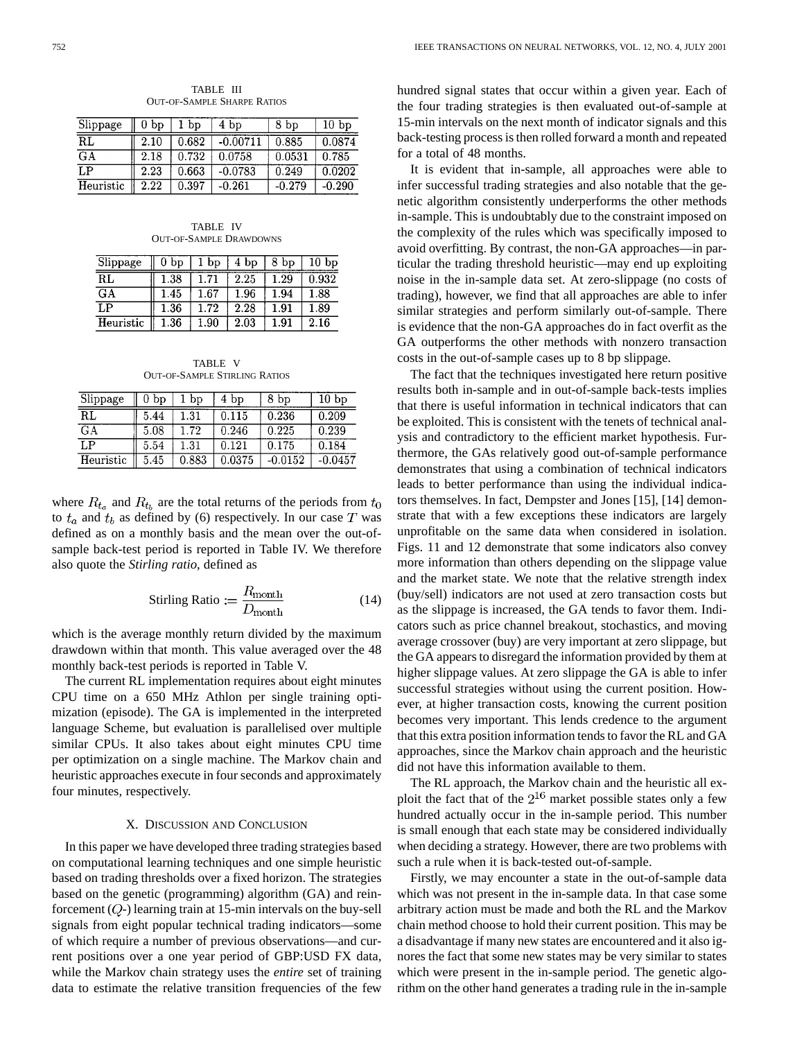TABLE III
OUT-OF-SAMPLE SHARPE RATIOS

| Slippage | 0 bp | 1 bp | 4 bp | 8 bp | 10 bp |
|---|---|---|---|---|---|
| RL | 2.10 | 0.682 | -0.00711 | 0.885 | 0.0874 |
| GA | 2.18 | 0.732 | 0.0758 | 0.0531 | 0.785 |
| LP | 2.23 | 0.663 | -0.0783 | 0.249 | 0.0202 |
| Heuristic | 2.22 | 0.397 | -0.261 | -0.279 | -0.290 |

TABLE IV
OUT-OF-SAMPLE DRAWDOWNS

| Slippage | 0 bp | 1 bp | 4 bp | 8 bp | 10 bp |
|---|---|---|---|---|---|
| RL | 1.38 | 1.71 | 2.25 | 1.29 | 0.932 |
| GA | 1.45 | 1.67 | 1.96 | 1.94 | 1.88 |
| LP | 1.36 | 1.72 | 2.28 | 1.91 | 1.89 |
| Heuristic | 1.36 | 1.90 | 2.03 | 1.91 | 2.16 |

TABLE V
OUT-OF-SAMPLE STIRLING RATIOS

| Slippage | 0 bp | 1 bp | 4 bp | 8 bp | 10 bp |
|---|---|---|---|---|---|
| RL | 5.44 | 1.31 | 0.115 | 0.236 | 0.209 |
| GA | 5.08 | 1.72 | 0.246 | 0.225 | 0.239 |
| LP | 5.54 | 1.31 | 0.121 | 0.175 | 0.184 |
| Heuristic | 5.45 | 0.883 | 0.0375 | -0.0152 | -0.0457 |

where $R_{t_a}$ and $R_{t_b}$ are the total returns of the periods from $t_0$ to $t_a$ and $t_b$ as defined by (6) respectively. In our case $T$ was defined as on a monthly basis and the mean over the out-of-sample back-test period is reported in Table IV. We therefore also quote the *Stirling ratio*, defined as

$$\text{Stirling Ratio} := \frac{R_{\text{month}}}{D_{\text{month}}} \tag{14}$$

which is the average monthly return divided by the maximum drawdown within that month. This value averaged over the 48 monthly back-test periods is reported in Table V.

The current RL implementation requires about eight minutes CPU time on a 650 MHz Athlon per single training optimization (episode). The GA is implemented in the interpreted language Scheme, but evaluation is parallelised over multiple similar CPUs. It also takes about eight minutes CPU time per optimization on a single machine. The Markov chain and heuristic approaches execute in four seconds and approximately four minutes, respectively.

## X. DISCUSSION AND CONCLUSION

In this paper we have developed three trading strategies based on computational learning techniques and one simple heuristic based on trading thresholds over a fixed horizon. The strategies based on the genetic (programming) algorithm (GA) and reinforcement ($Q$-) learning train at 15-min intervals on the buy-sell signals from eight popular technical trading indicators—some of which require a number of previous observations—and current positions over a one year period of GBP:USD FX data, while the Markov chain strategy uses the *entire* set of training data to estimate the relative transition frequencies of the few hundred signal states that occur within a given year. Each of the four trading strategies is then evaluated out-of-sample at 15-min intervals on the next month of indicator signals and this back-testing process is then rolled forward a month and repeated for a total of 48 months.

It is evident that in-sample, all approaches were able to infer successful trading strategies and also notable that the genetic algorithm consistently underperforms the other methods in-sample. This is undoubtably due to the constraint imposed on the complexity of the rules which was specifically imposed to avoid overfitting. By contrast, the non-GA approaches—in particular the trading threshold heuristic—may end up exploiting noise in the in-sample data set. At zero-slippage (no costs of trading), however, we find that all approaches are able to infer similar strategies and perform similarly out-of-sample. There is evidence that the non-GA approaches do in fact overfit as the GA outperforms the other methods with nonzero transaction costs in the out-of-sample cases up to 8 bp slippage.

The fact that the techniques investigated here return positive results both in-sample and in out-of-sample back-tests implies that there is useful information in technical indicators that can be exploited. This is consistent with the tenets of technical analysis and contradictory to the efficient market hypothesis. Furthermore, the GAs relatively good out-of-sample performance demonstrates that using a combination of technical indicators leads to better performance than using the individual indicators themselves. In fact, Dempster and Jones [15], [14] demonstrate that with a few exceptions these indicators are largely unprofitable on the same data when considered in isolation. Figs. 11 and 12 demonstrate that some indicators also convey more information than others depending on the slippage value and the market state. We note that the relative strength index (buy/sell) indicators are not used at zero transaction costs but as the slippage is increased, the GA tends to favor them. Indicators such as price channel breakout, stochastics, and moving average crossover (buy) are very important at zero slippage, but the GA appears to disregard the information provided by them at higher slippage values. At zero slippage the GA is able to infer successful strategies without using the current position. However, at higher transaction costs, knowing the current position becomes very important. This lends credence to the argument that this extra position information tends to favor the RL and GA approaches, since the Markov chain approach and the heuristic did not have this information available to them.

The RL approach, the Markov chain and the heuristic all exploit the fact that of the $2^{16}$ market possible states only a few hundred actually occur in the in-sample period. This number is small enough that each state may be considered individually when deciding a strategy. However, there are two problems with such a rule when it is back-tested out-of-sample.

Firstly, we may encounter a state in the out-of-sample data which was not present in the in-sample data. In that case some arbitrary action must be made and both the RL and the Markov chain method choose to hold their current position. This may be a disadvantage if many new states are encountered and it also ignores the fact that some new states may be very similar to states which were present in the in-sample period. The genetic algorithm on the other hand generates a trading rule in the in-sample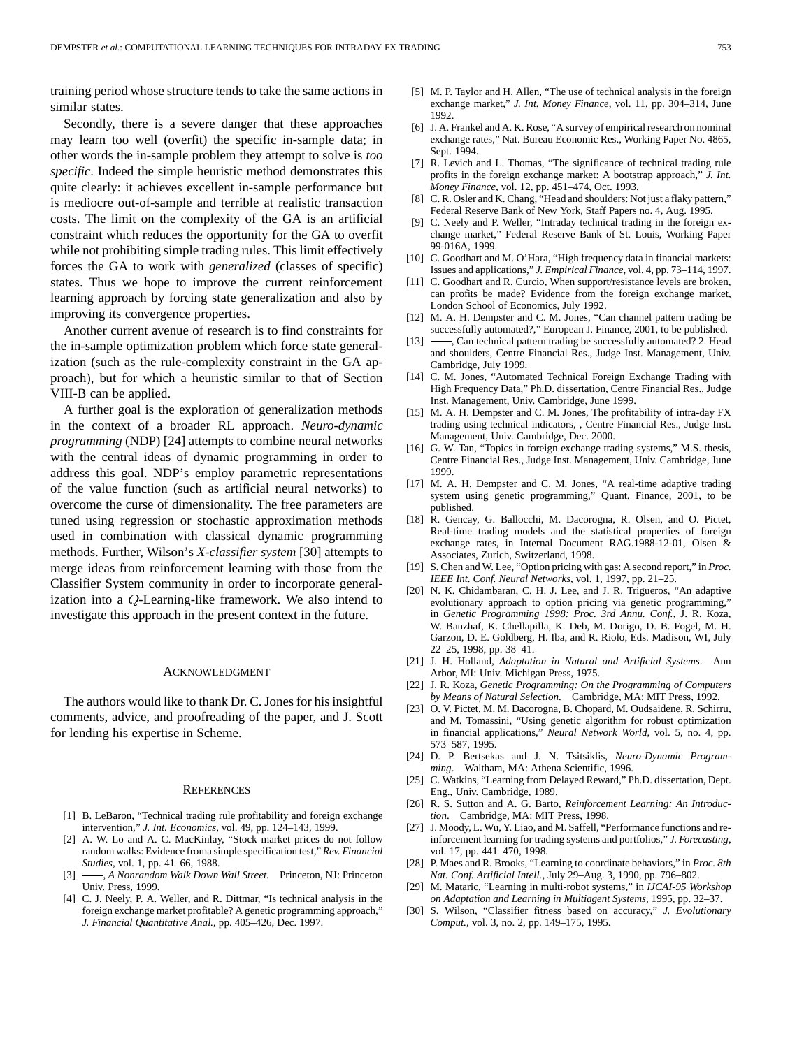training period whose structure tends to take the same actions in similar states.

Secondly, there is a severe danger that these approaches may learn too well (overfit) the specific in-sample data; in other words the in-sample problem they attempt to solve is *too specific*. Indeed the simple heuristic method demonstrates this quite clearly: it achieves excellent in-sample performance but is mediocre out-of-sample and terrible at realistic transaction costs. The limit on the complexity of the GA is an artificial constraint which reduces the opportunity for the GA to overfit while not prohibiting simple trading rules. This limit effectively forces the GA to work with *generalized* (classes of specific) states. Thus we hope to improve the current reinforcement learning approach by forcing state generalization and also by improving its convergence properties.

Another current avenue of research is to find constraints for the in-sample optimization problem which force state generalization (such as the rule-complexity constraint in the GA approach), but for which a heuristic similar to that of Section VIII-B can be applied.

A further goal is the exploration of generalization methods in the context of a broader RL approach. *Neuro-dynamic programming* (NDP) [24] attempts to combine neural networks with the central ideas of dynamic programming in order to address this goal. NDP's employ parametric representations of the value function (such as artificial neural networks) to overcome the curse of dimensionality. The free parameters are tuned using regression or stochastic approximation methods used in combination with classical dynamic programming methods. Further, Wilson's *X-classifier system* [30] attempts to merge ideas from reinforcement learning with those from the Classifier System community in order to incorporate generalization into a $Q$-Learning-like framework. We also intend to investigate this approach in the present context in the future.

## Acknowledgment

The authors would like to thank Dr. C. Jones for his insightful comments, advice, and proofreading of the paper, and J. Scott for lending his expertise in Scheme.

## References

[1] B. LeBaron, "Technical trading rule profitability and foreign exchange intervention," *J. Int. Economics*, vol. 49, pp. 124–143, 1999.

[2] A. W. Lo and A. C. MacKinlay, "Stock market prices do not follow random walks: Evidence froma simple specification test," *Rev. Financial Studies*, vol. 1, pp. 41–66, 1988.

[3] ——, *A Nonrandom Walk Down Wall Street*. Princeton, NJ: Princeton Univ. Press, 1999.

[4] C. J. Neely, P. A. Weller, and R. Dittmar, "Is technical analysis in the foreign exchange market profitable? A genetic programming approach," *J. Financial Quantitative Anal.*, pp. 405–426, Dec. 1997.

[5] M. P. Taylor and H. Allen, "The use of technical analysis in the foreign exchange market," *J. Int. Money Finance*, vol. 11, pp. 304–314, June 1992.

[6] J. A. Frankel and A. K. Rose, "A survey of empirical research on nominal exchange rates," Nat. Bureau Economic Res., Working Paper No. 4865, Sept. 1994.

[7] R. Levich and L. Thomas, "The significance of technical trading rule profits in the foreign exchange market: A bootstrap approach," *J. Int. Money Finance*, vol. 12, pp. 451–474, Oct. 1993.

[8] C. R. Osler and K. Chang, "Head and shoulders: Not just a flaky pattern," Federal Reserve Bank of New York, Staff Papers no. 4, Aug. 1995.

[9] C. Neely and P. Weller, "Intraday technical trading in the foreign exchange market," Federal Reserve Bank of St. Louis, Working Paper 99-016A, 1999.

[10] C. Goodhart and M. O'Hara, "High frequency data in financial markets: Issues and applications," *J. Empirical Finance*, vol. 4, pp. 73–114, 1997.

[11] C. Goodhart and R. Curcio, When support/resistance levels are broken, can profits be made? Evidence from the foreign exchange market, London School of Economics, July 1992.

[12] M. A. H. Dempster and C. M. Jones, "Can channel pattern trading be successfully automated?," European J. Finance, 2001, to be published.

[13] ——, Can technical pattern trading be successfully automated? 2. Head and shoulders, Centre Financial Res., Judge Inst. Management, Univ. Cambridge, July 1999.

[14] C. M. Jones, "Automated Technical Foreign Exchange Trading with High Frequency Data," Ph.D. dissertation, Centre Financial Res., Judge Inst. Management, Univ. Cambridge, June 1999.

[15] M. A. H. Dempster and C. M. Jones, The profitability of intra-day FX trading using technical indicators, , Centre Financial Res., Judge Inst. Management, Univ. Cambridge, Dec. 2000.

[16] G. W. Tan, "Topics in foreign exchange trading systems," M.S. thesis, Centre Financial Res., Judge Inst. Management, Univ. Cambridge, June 1999.

[17] M. A. H. Dempster and C. M. Jones, "A real-time adaptive trading system using genetic programming," Quant. Finance, 2001, to be published.

[18] R. Gencay, G. Ballocchi, M. Dacorogna, R. Olsen, and O. Pictet, Real-time trading models and the statistical properties of foreign exchange rates, in Internal Document RAG.1988-12-01, Olsen & Associates, Zurich, Switzerland, 1998.

[19] S. Chen and W. Lee, "Option pricing with gas: A second report," in *Proc. IEEE Int. Conf. Neural Networks*, vol. 1, 1997, pp. 21–25.

[20] N. K. Chidambaran, C. H. J. Lee, and J. R. Trigueros, "An adaptive evolutionary approach to option pricing via genetic programming," in *Genetic Programming 1998: Proc. 3rd Annu. Conf.*, J. R. Koza, W. Banzhaf, K. Chellapilla, K. Deb, M. Dorigo, D. B. Fogel, M. H. Garzon, D. E. Goldberg, H. Iba, and R. Riolo, Eds. Madison, WI, July 22–25, 1998, pp. 38–41.

[21] J. H. Holland, *Adaptation in Natural and Artificial Systems*. Ann Arbor, MI: Univ. Michigan Press, 1975.

[22] J. R. Koza, *Genetic Programming: On the Programming of Computers by Means of Natural Selection*. Cambridge, MA: MIT Press, 1992.

[23] O. V. Pictet, M. M. Dacorogna, B. Chopard, M. Oudsaidene, R. Schirru, and M. Tomassini, "Using genetic algorithm for robust optimization in financial applications," *Neural Network World*, vol. 5, no. 4, pp. 573–587, 1995.

[24] D. P. Bertsekas and J. N. Tsitsiklis, *Neuro-Dynamic Programming*. Waltham, MA: Athena Scientific, 1996.

[25] C. Watkins, "Learning from Delayed Reward," Ph.D. dissertation, Dept. Eng., Univ. Cambridge, 1989.

[26] R. S. Sutton and A. G. Barto, *Reinforcement Learning: An Introduction*. Cambridge, MA: MIT Press, 1998.

[27] J. Moody, L. Wu, Y. Liao, and M. Saffell, "Performance functions and reinforcement learning for trading systems and portfolios," *J. Forecasting*, vol. 17, pp. 441–470, 1998.

[28] P. Maes and R. Brooks, "Learning to coordinate behaviors," in *Proc. 8th Nat. Conf. Artificial Intell.*, July 29–Aug. 3, 1990, pp. 796–802.

[29] M. Mataric, "Learning in multi-robot systems," in *IJCAI-95 Workshop on Adaptation and Learning in Multiagent Systems*, 1995, pp. 32–37.

[30] S. Wilson, "Classifier fitness based on accuracy," *J. Evolutionary Comput.*, vol. 3, no. 2, pp. 149–175, 1995.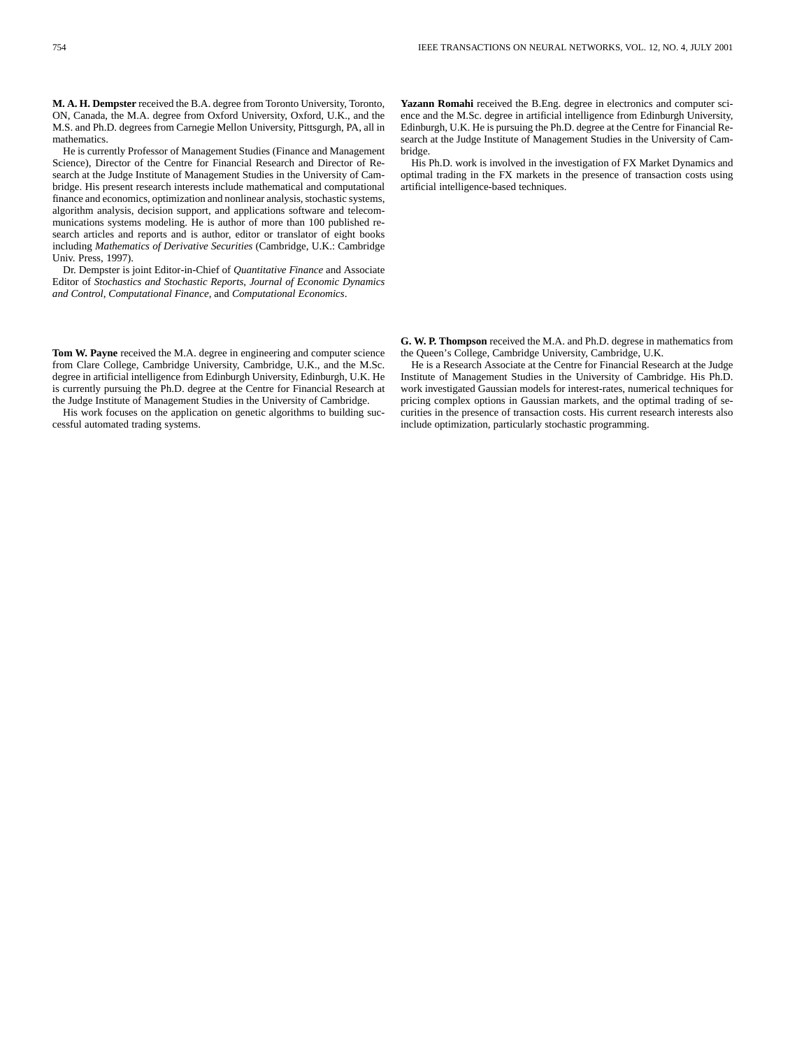**M. A. H. Dempster** received the B.A. degree from Toronto University, Toronto, ON, Canada, the M.A. degree from Oxford University, Oxford, U.K., and the M.S. and Ph.D. degrees from Carnegie Mellon University, Pittsgurgh, PA, all in mathematics.

He is currently Professor of Management Studies (Finance and Management Science), Director of the Centre for Financial Research and Director of Research at the Judge Institute of Management Studies in the University of Cambridge. His present research interests include mathematical and computational finance and economics, optimization and nonlinear analysis, stochastic systems, algorithm analysis, decision support, and applications software and telecommunications systems modeling. He is author of more than 100 published research articles and reports and is author, editor or translator of eight books including *Mathematics of Derivative Securities* (Cambridge, U.K.: Cambridge Univ. Press, 1997).

Dr. Dempster is joint Editor-in-Chief of *Quantitative Finance* and Associate Editor of *Stochastics and Stochastic Reports*, *Journal of Economic Dynamics and Control*, *Computational Finance*, and *Computational Economics*.

**Tom W. Payne** received the M.A. degree in engineering and computer science from Clare College, Cambridge University, Cambridge, U.K., and the M.Sc. degree in artificial intelligence from Edinburgh University, Edinburgh, U.K. He is currently pursuing the Ph.D. degree at the Centre for Financial Research at the Judge Institute of Management Studies in the University of Cambridge.

His work focuses on the application on genetic algorithms to building successful automated trading systems.

**Yazann Romahi** received the B.Eng. degree in electronics and computer science and the M.Sc. degree in artificial intelligence from Edinburgh University, Edinburgh, U.K. He is pursuing the Ph.D. degree at the Centre for Financial Research at the Judge Institute of Management Studies in the University of Cambridge.

His Ph.D. work is involved in the investigation of FX Market Dynamics and optimal trading in the FX markets in the presence of transaction costs using artificial intelligence-based techniques.

**G. W. P. Thompson** received the M.A. and Ph.D. degrese in mathematics from the Queen's College, Cambridge University, Cambridge, U.K.

He is a Research Associate at the Centre for Financial Research at the Judge Institute of Management Studies in the University of Cambridge. His Ph.D. work investigated Gaussian models for interest-rates, numerical techniques for pricing complex options in Gaussian markets, and the optimal trading of securities in the presence of transaction costs. His current research interests also include optimization, particularly stochastic programming.